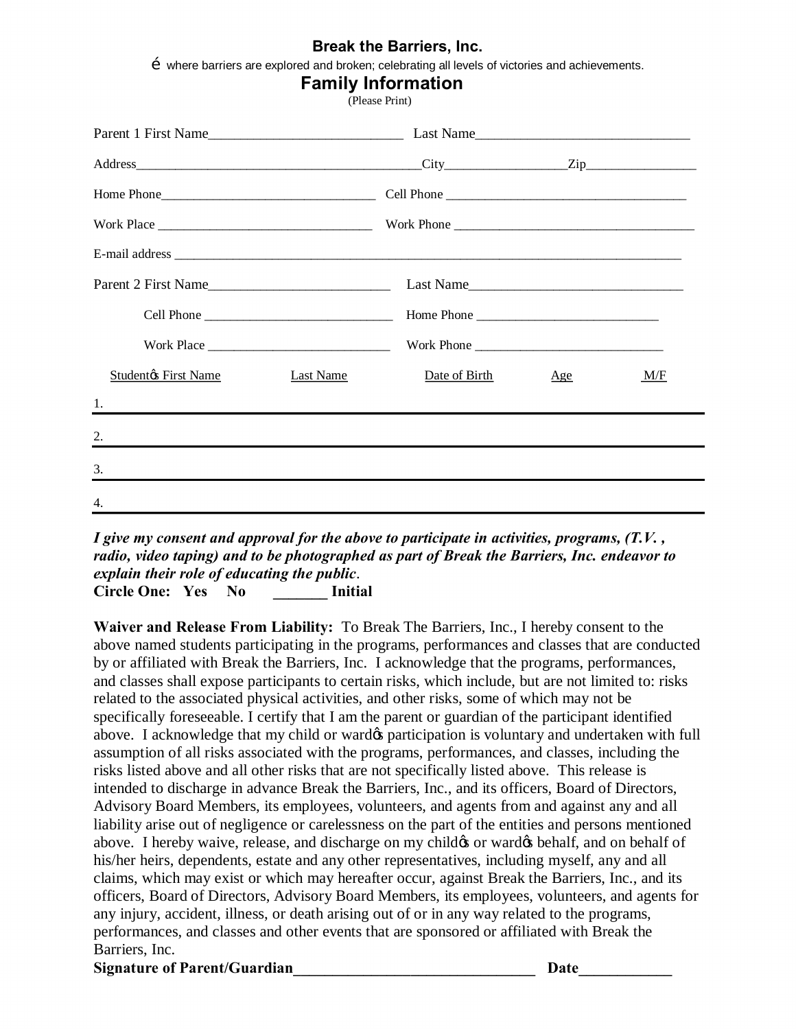**Break the Barriers, Inc.**

é where barriers are explored and broken; celebrating all levels of victories and achievements.

## Family Information

(Please Print)

Parent 1 First Name____________________________ Last Name______________________________

Address____________________________________________City__________________Zip_________________

Home Phone_________________________________ Cell Phone ____________________________________

Work Place __________________________________ Work Phone ______________________________________

E-mail address _______________________________________________________________________________

Parent 2 First Name___________________________ Last Name_______________________________

Cell Phone ______________________________ Home Phone ____________________________

Work Place _____________________________ Work Phone _____________________________

| Studentœ First Name | Last Name | Date of Birth | Age | M/F |
|---|---|---|---|---|
| 1. | | | | |
| 2. | | | | |
| 3. | | | | |
| 4. | | | | |

***I give my consent and approval for the above to participate in activities, programs, (T.V. , radio, video taping) and to be photographed as part of Break the Barriers, Inc. endeavor to explain their role of educating the public.***

**Circle One: Yes No _______ Initial**

**Waiver and Release From Liability:** To Break The Barriers, Inc., I hereby consent to the above named students participating in the programs, performances and classes that are conducted by or affiliated with Break the Barriers, Inc. I acknowledge that the programs, performances, and classes shall expose participants to certain risks, which include, but are not limited to: risks related to the associated physical activities, and other risks, some of which may not be specifically foreseeable. I certify that I am the parent or guardian of the participant identified above. I acknowledge that my child or wardœ participation is voluntary and undertaken with full assumption of all risks associated with the programs, performances, and classes, including the risks listed above and all other risks that are not specifically listed above. This release is intended to discharge in advance Break the Barriers, Inc., and its officers, Board of Directors, Advisory Board Members, its employees, volunteers, and agents from and against any and all liability arise out of negligence or carelessness on the part of the entities and persons mentioned above. I hereby waive, release, and discharge on my childœ or wardœ behalf, and on behalf of his/her heirs, dependents, estate and any other representatives, including myself, any and all claims, which may exist or which may hereafter occur, against Break the Barriers, Inc., and its officers, Board of Directors, Advisory Board Members, its employees, volunteers, and agents for any injury, accident, illness, or death arising out of or in any way related to the programs, performances, and classes and other events that are sponsored or affiliated with Break the Barriers, Inc.

**Signature of Parent/Guardian________________________________ Date____________**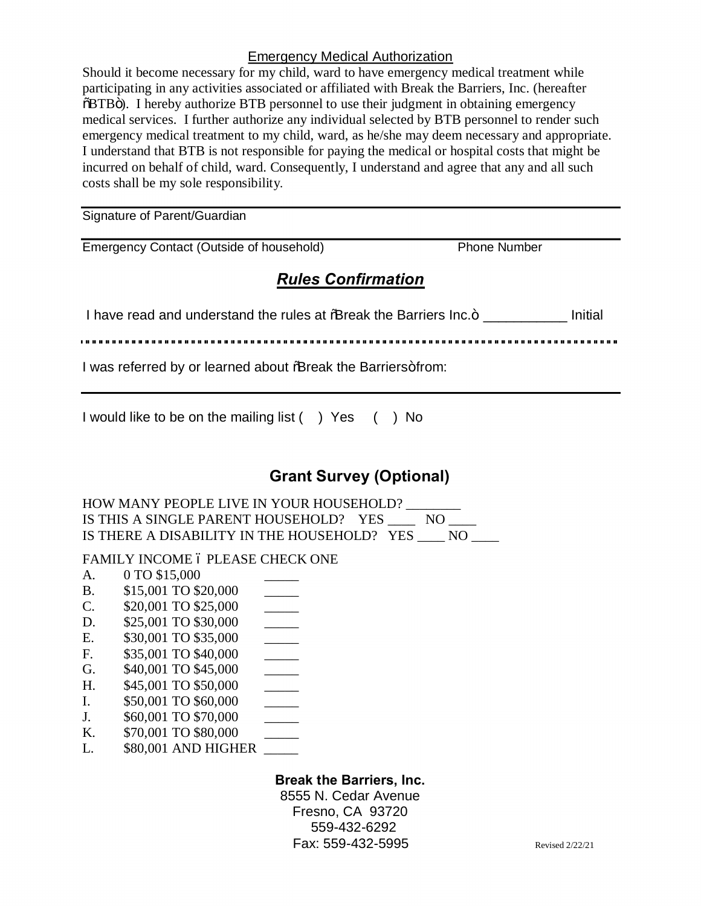## Emergency Medical Authorization

Should it become necessary for my child, ward to have emergency medical treatment while participating in any activities associated or affiliated with Break the Barriers, Inc. (hereafter "BTB"). I hereby any authorize BTB personnel to use their judgment in obtaining emergency medical services. I further authorize any individual selected by BTB personnel to render such emergency medical treatment to my child, ward, as he/she may deem necessary and appropriate. I understand that BTB is not responsible for paying the medical or hospital costs that might be incurred on behalf of child, ward. Consequently, I understand and agree that any and all such costs shall be my sole responsibility.

\_\_\_\_\_\_\_\_\_\_\_\_\_\_\_\_\_\_\_\_\_\_\_\_\_\_\_\_\_\_\_\_\_\_\_\_\_\_\_\_\_\_\_\_\_\_\_\_

Signature of Parent/Guardian

\_\_\_\_\_\_\_\_\_\_\_\_\_\_\_\_\_\_\_\_\_\_\_\_\_\_\_\_\_\_\_\_\_\_\_\_\_\_\_\_\_\_\_\_\_\_\_\_

Emergency Contact (Outside of household) Phone Number

## *Rules Confirmation*

I have read and understand the rules at "Break the Barriers Inc." ___________ Initial

I was referred by or learned about "Break the Barriers" from:

\_\_\_\_\_\_\_\_\_\_\_\_\_\_\_\_\_\_\_\_\_\_\_\_\_\_\_\_\_\_\_\_\_\_\_\_\_\_\_\_\_\_\_\_\_\_\_\_

I would like to be on the mailing list ( ) Yes ( ) No

## Grant Survey (Optional)

HOW MANY PEOPLE LIVE IN YOUR HOUSEHOLD? ________
IS THIS A SINGLE PARENT HOUSEHOLD? YES ____ NO ____
IS THERE A DISABILITY IN THE HOUSEHOLD? YES ____ NO ____

FAMILY INCOME – PLEASE CHECK ONE

A. 0 TO $15,000 _____
B. $15,001 TO $20,000 _____
C. $20,001 TO $25,000 _____
D. $25,001 TO $30,000 _____
E. $30,001 TO $35,000 _____
F. $35,001 TO $40,000 _____
G. $40,001 TO $45,000 _____
H. $45,001 TO $50,000 _____
I. $50,001 TO $60,000 _____
J. $60,001 TO $70,000 _____
K. $70,001 TO $80,000 _____
L. $80,001 AND HIGHER _____

**Break the Barriers, Inc.**
8555 N. Cedar Avenue
Fresno, CA 93720
559-432-6292
Fax: 559-432-5995

Revised 2/22/21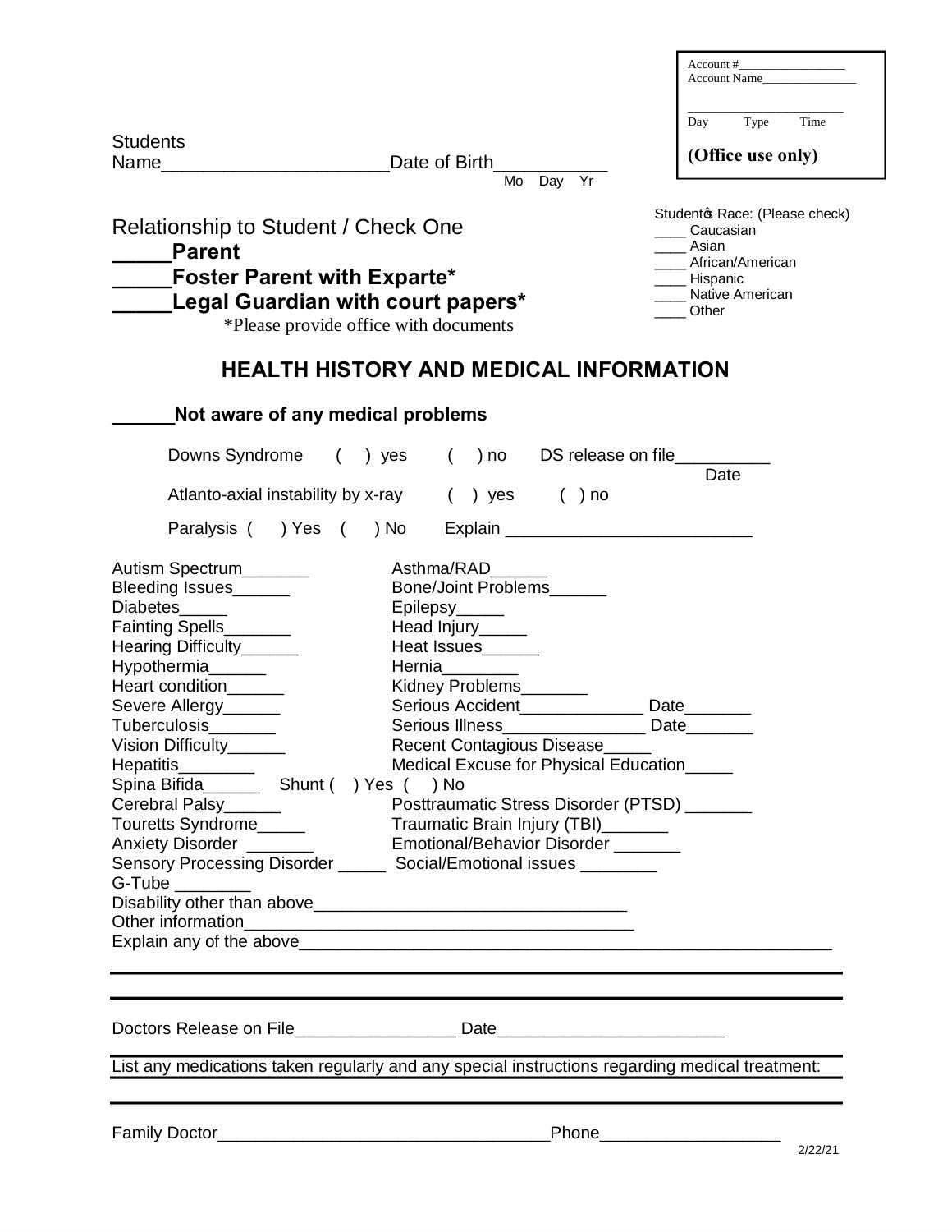| Account #_________________ |
|---|
| Account Name_______________ |
| _________________________ |
| Day Type Time |
| **(Office use only)** |

Students Name______________________Date of Birth___________
Mo Day Yr

Relationship to Student / Check One

**_____Parent**

**_____Foster Parent with Exparte***

**_____Legal Guardian with court papers***

*Please provide office with documents

Student's Race: (Please check)

____ Caucasian

____ Asian

____ African/American

____ Hispanic

____ Native American

____ Other

## HEALTH HISTORY AND MEDICAL INFORMATION

**______Not aware of any medical problems**

Downs Syndrome ( ) yes ( ) no DS release on file__________
Date

Atlanto-axial instability by x-ray ( ) yes ( ) no

Paralysis ( ) Yes ( ) No Explain _________________________

Autism Spectrum_______ Asthma/RAD______

Bleeding Issues______ Bone/Joint Problems______

Diabetes_____ Epilepsy_____

Fainting Spells_______ Head Injury_____

Hearing Difficulty______ Heat Issues______

Hypothermia______ Hernia________

Heart condition______ Kidney Problems_______

Severe Allergy______ Serious Accident_____________ Date_______

Tuberculosis_______ Serious Illness_______________ Date_______

Vision Difficulty______ Recent Contagious Disease_____

Hepatitis________ Medical Excuse for Physical Education_____

Spina Bifida______ Shunt ( ) Yes ( ) No

Cerebral Palsy______ Posttraumatic Stress Disorder (PTSD) _______

Touretts Syndrome_____ Traumatic Brain Injury (TBI)_______

Anxiety Disorder _______ Emotional/Behavior Disorder _______

Sensory Processing Disorder _____ Social/Emotional issues ________

G-Tube ________

Disability other than above_________________________________

Other information_______________________________________

Explain any of the above________________________________________________________

Doctors Release on File________________ Date_______________________

List any medications taken regularly and any special instructions regarding medical treatment:

Family Doctor___________________________________Phone__________________

2/22/21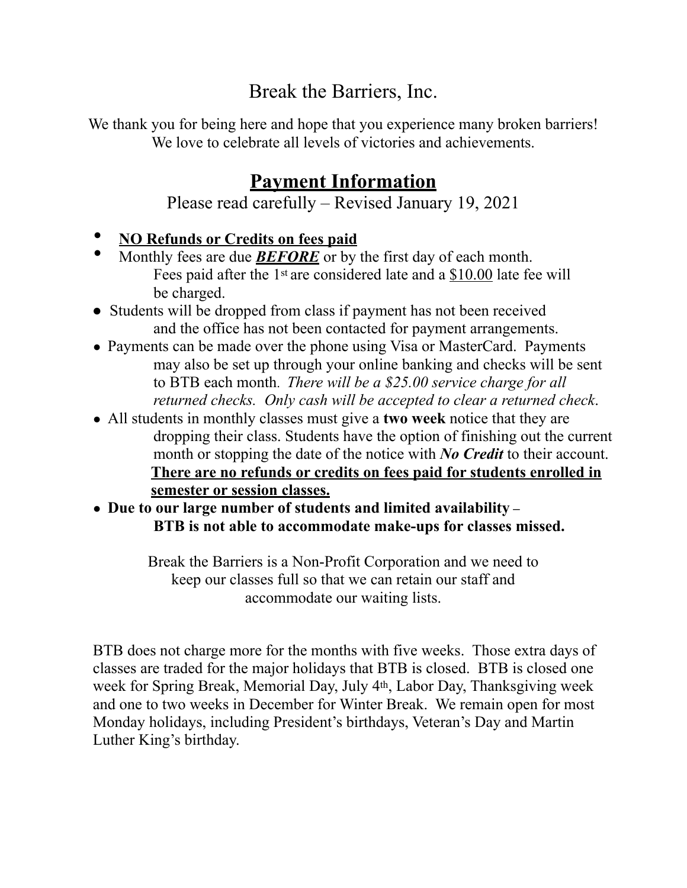# Break the Barriers, Inc.

We thank you for being here and hope that you experience many broken barriers!
We love to celebrate all levels of victories and achievements.

## <u>**Payment Information**</u>

Please read carefully – Revised January 19, 2021

- <u>**NO Refunds or Credits on fees paid**</u>
- Monthly fees are due <u>***BEFORE***</u> or by the first day of each month. Fees paid after the 1st are considered late and a <u>$10.00</u> late fee will be charged.
- Students will be dropped from class if payment has not been received and the office has not been contacted for payment arrangements.
- Payments can be made over the phone using Visa or MasterCard. Payments may also be set up through your online banking and checks will be sent to BTB each month. *There will be a $25.00 service charge for all returned checks. Only cash will be accepted to clear a returned check*.
- All students in monthly classes must give a **two week** notice that they are dropping their class. Students have the option of finishing out the current month or stopping the date of the notice with ***No Credit*** to their account. <u>**There are no refunds or credits on fees paid for students enrolled in semester or session classes.**</u>
- **Due to our large number of students and limited availability – BTB is not able to accommodate make-ups for classes missed.**

Break the Barriers is a Non-Profit Corporation and we need to keep our classes full so that we can retain our staff and accommodate our waiting lists.

BTB does not charge more for the months with five weeks. Those extra days of classes are traded for the major holidays that BTB is closed. BTB is closed one week for Spring Break, Memorial Day, July 4th, Labor Day, Thanksgiving week and one to two weeks in December for Winter Break. We remain open for most Monday holidays, including President's birthdays, Veteran's Day and Martin Luther King's birthday.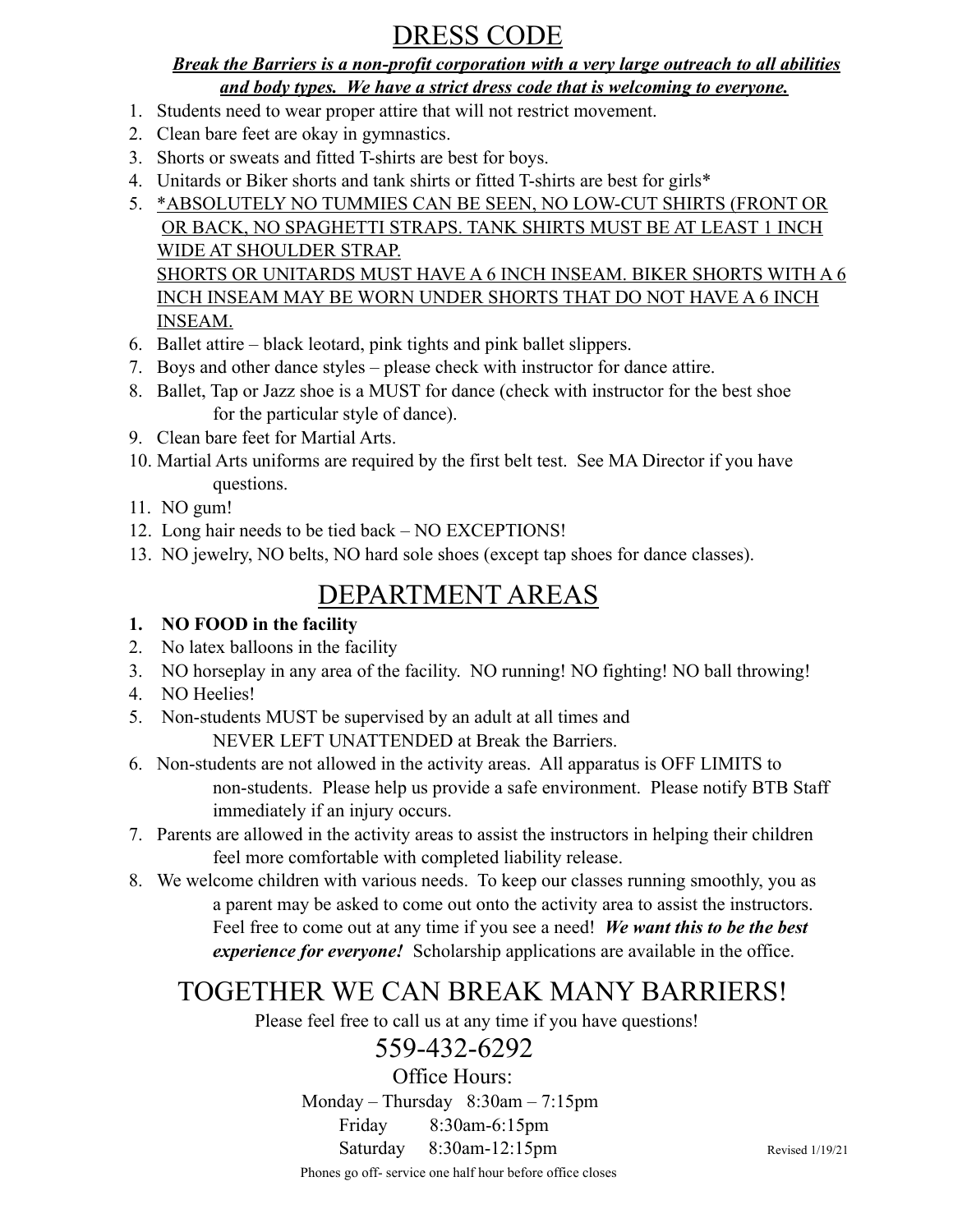# DRESS CODE

***Break the Barriers is a non-profit corporation with a very large outreach to all abilities and body types. We have a strict dress code that is welcoming to everyone.***

1. Students need to wear proper attire that will not restrict movement.
2. Clean bare feet are okay in gymnastics.
3. Shorts or sweats and fitted T-shirts are best for boys.
4. Unitards or Biker shorts and tank shirts or fitted T-shirts are best for girls*
5. *ABSOLUTELY NO TUMMIES CAN BE SEEN, NO LOW-CUT SHIRTS (FRONT OR OR BACK, NO SPAGHETTI STRAPS. TANK SHIRTS MUST BE AT LEAST 1 INCH WIDE AT SHOULDER STRAP.
   SHORTS OR UNITARDS MUST HAVE A 6 INCH INSEAM. BIKER SHORTS WITH A 6 INCH INSEAM MAY BE WORN UNDER SHORTS THAT DO NOT HAVE A 6 INCH INSEAM.
6. Ballet attire – black leotard, pink tights and pink ballet slippers.
7. Boys and other dance styles – please check with instructor for dance attire.
8. Ballet, Tap or Jazz shoe is a MUST for dance (check with instructor for the best shoe for the particular style of dance).
9. Clean bare feet for Martial Arts.
10. Martial Arts uniforms are required by the first belt test. See MA Director if you have questions.
11. NO gum!
12. Long hair needs to be tied back – NO EXCEPTIONS!
13. NO jewelry, NO belts, NO hard sole shoes (except tap shoes for dance classes).

# DEPARTMENT AREAS

1. **NO FOOD in the facility**
2. No latex balloons in the facility
3. NO horseplay in any area of the facility. NO running! NO fighting! NO ball throwing!
4. NO Heelies!
5. Non-students MUST be supervised by an adult at all times and NEVER LEFT UNATTENDED at Break the Barriers.
6. Non-students are not allowed in the activity areas. All apparatus is OFF LIMITS to non-students. Please help us provide a safe environment. Please notify BTB Staff immediately if an injury occurs.
7. Parents are allowed in the activity areas to assist the instructors in helping their children feel more comfortable with completed liability release.
8. We welcome children with various needs. To keep our classes running smoothly, you as a parent may be asked to come out onto the activity area to assist the instructors. Feel free to come out at any time if you see a need! ***We want this to be the best experience for everyone!*** Scholarship applications are available in the office.

# TOGETHER WE CAN BREAK MANY BARRIERS!

Please feel free to call us at any time if you have questions!

## 559-432-6292

Office Hours:

Monday – Thursday 8:30am – 7:15pm

Friday 8:30am-6:15pm

Saturday 8:30am-12:15pm

Revised 1/19/21

Phones go off- service one half hour before office closes